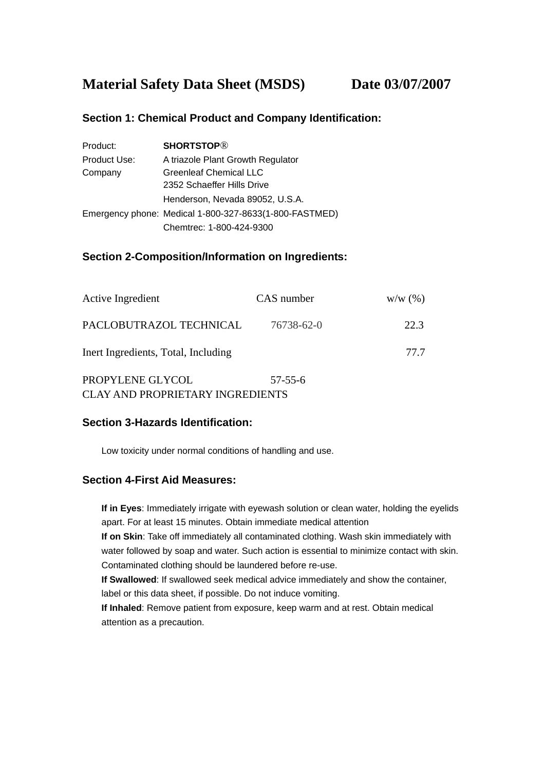# Material Safety Data Sheet (MSDS) Date 03/07/2007

## Section 1: Chemical Product and Company Identification:

| | |
|---|---|
| Product: | **SHORTSTOP®** |
| Product Use: | A triazole Plant Growth Regulator |
| Company | Greenleaf Chemical LLC<br>2352 Schaeffer Hills Drive<br>Henderson, Nevada 89052, U.S.A. |
| Emergency phone: | Medical 1-800-327-8633(1-800-FASTMED)<br>Chemtrec: 1-800-424-9300 |

## Section 2-Composition/Information on Ingredients:

| Active Ingredient | CAS number | w/w (%) |
|---|---|---|
| PACLOBUTRAZOL TECHNICAL | 76738-62-0 | 22.3 |
| Inert Ingredients, Total, Including | | 77.7 |
| PROPYLENE GLYCOL | 57-55-6 | |
| CLAY AND PROPRIETARY INGREDIENTS | | |

## Section 3-Hazards Identification:

Low toxicity under normal conditions of handling and use.

## Section 4-First Aid Measures:

**If in Eyes**: Immediately irrigate with eyewash solution or clean water, holding the eyelids apart. For at least 15 minutes. Obtain immediate medical attention

**If on Skin**: Take off immediately all contaminated clothing. Wash skin immediately with water followed by soap and water. Such action is essential to minimize contact with skin. Contaminated clothing should be laundered before re-use.

**If Swallowed**: If swallowed seek medical advice immediately and show the container, label or this data sheet, if possible. Do not induce vomiting.

**If Inhaled**: Remove patient from exposure, keep warm and at rest. Obtain medical attention as a precaution.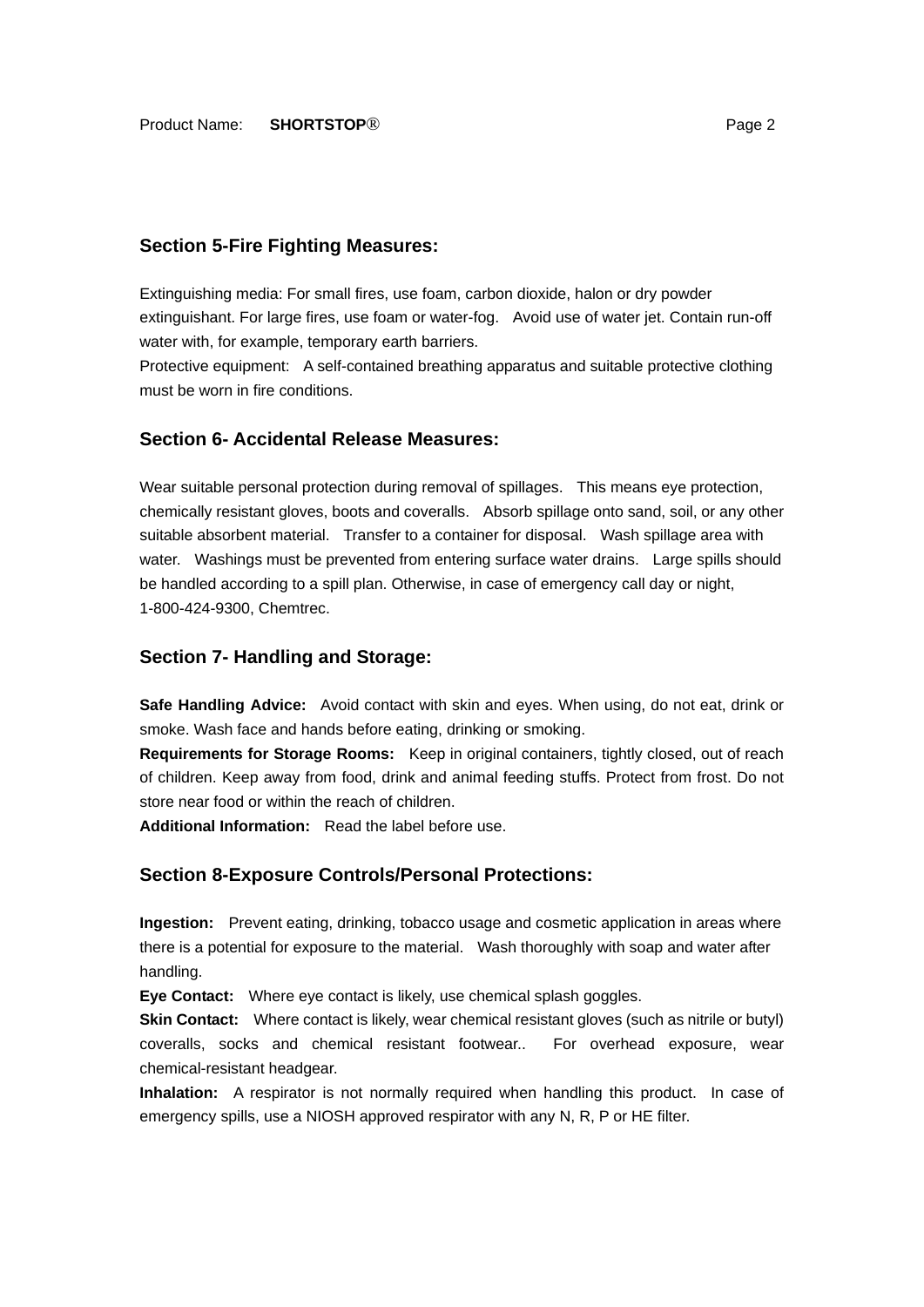## Section 5-Fire Fighting Measures:

Extinguishing media: For small fires, use foam, carbon dioxide, halon or dry powder extinguishant. For large fires, use foam or water-fog. Avoid use of water jet. Contain run-off water with, for example, temporary earth barriers.
Protective equipment: A self-contained breathing apparatus and suitable protective clothing must be worn in fire conditions.

## Section 6- Accidental Release Measures:

Wear suitable personal protection during removal of spillages. This means eye protection, chemically resistant gloves, boots and coveralls. Absorb spillage onto sand, soil, or any other suitable absorbent material. Transfer to a container for disposal. Wash spillage area with water. Washings must be prevented from entering surface water drains. Large spills should be handled according to a spill plan. Otherwise, in case of emergency call day or night, 1-800-424-9300, Chemtrec.

## Section 7- Handling and Storage:

**Safe Handling Advice:** Avoid contact with skin and eyes. When using, do not eat, drink or smoke. Wash face and hands before eating, drinking or smoking.
**Requirements for Storage Rooms:** Keep in original containers, tightly closed, out of reach of children. Keep away from food, drink and animal feeding stuffs. Protect from frost. Do not store near food or within the reach of children.
**Additional Information:** Read the label before use.

## Section 8-Exposure Controls/Personal Protections:

**Ingestion:** Prevent eating, drinking, tobacco usage and cosmetic application in areas where there is a potential for exposure to the material. Wash thoroughly with soap and water after handling.
**Eye Contact:** Where eye contact is likely, use chemical splash goggles.
**Skin Contact:** Where contact is likely, wear chemical resistant gloves (such as nitrile or butyl) coveralls, socks and chemical resistant footwear.. For overhead exposure, wear chemical-resistant headgear.
**Inhalation:** A respirator is not normally required when handling this product. In case of emergency spills, use a NIOSH approved respirator with any N, R, P or HE filter.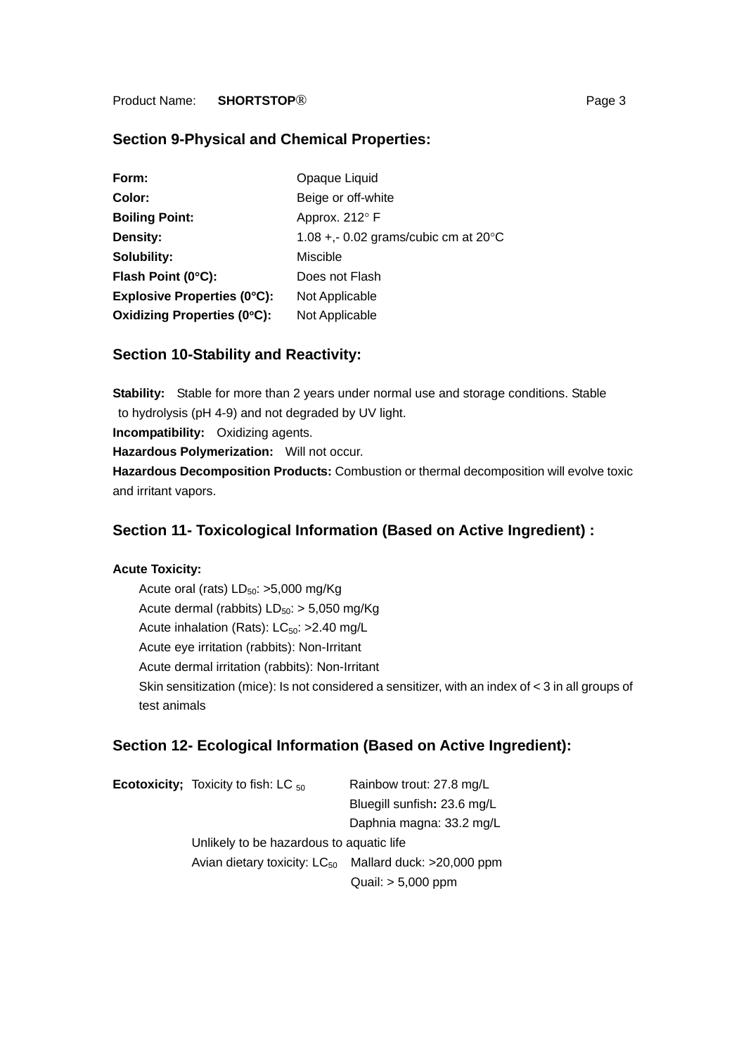## Section 9-Physical and Chemical Properties:

| | |
|---|---|
| **Form:** | Opaque Liquid |
| **Color:** | Beige or off-white |
| **Boiling Point:** | Approx. 212° F |
| **Density:** | 1.08 +,- 0.02 grams/cubic cm at 20°C |
| **Solubility:** | Miscible |
| **Flash Point (0°C):** | Does not Flash |
| **Explosive Properties (0°C):** | Not Applicable |
| **Oxidizing Properties (0°C):** | Not Applicable |

## Section 10-Stability and Reactivity:

**Stability:** Stable for more than 2 years under normal use and storage conditions. Stable to hydrolysis (pH 4-9) and not degraded by UV light.

**Incompatibility:** Oxidizing agents.

**Hazardous Polymerization:** Will not occur.

**Hazardous Decomposition Products:** Combustion or thermal decomposition will evolve toxic and irritant vapors.

## Section 11- Toxicological Information (Based on Active Ingredient) :

**Acute Toxicity:**

- Acute oral (rats) $LD_{50}$: >5,000 mg/Kg
- Acute dermal (rabbits) $LD_{50}$: > 5,050 mg/Kg
- Acute inhalation (Rats): $LC_{50}$: >2.40 mg/L
- Acute eye irritation (rabbits): Non-Irritant
- Acute dermal irritation (rabbits): Non-Irritant
- Skin sensitization (mice): Is not considered a sensitizer, with an index of < 3 in all groups of test animals

## Section 12- Ecological Information (Based on Active Ingredient):

**Ecotoxicity;** Toxicity to fish: $LC_{50}$
- Rainbow trout: 27.8 mg/L
- Bluegill sunfish**:** 23.6 mg/L
- Daphnia magna: 33.2 mg/L

Unlikely to be hazardous to aquatic life

Avian dietary toxicity: $LC_{50}$
- Mallard duck: >20,000 ppm
- Quail: > 5,000 ppm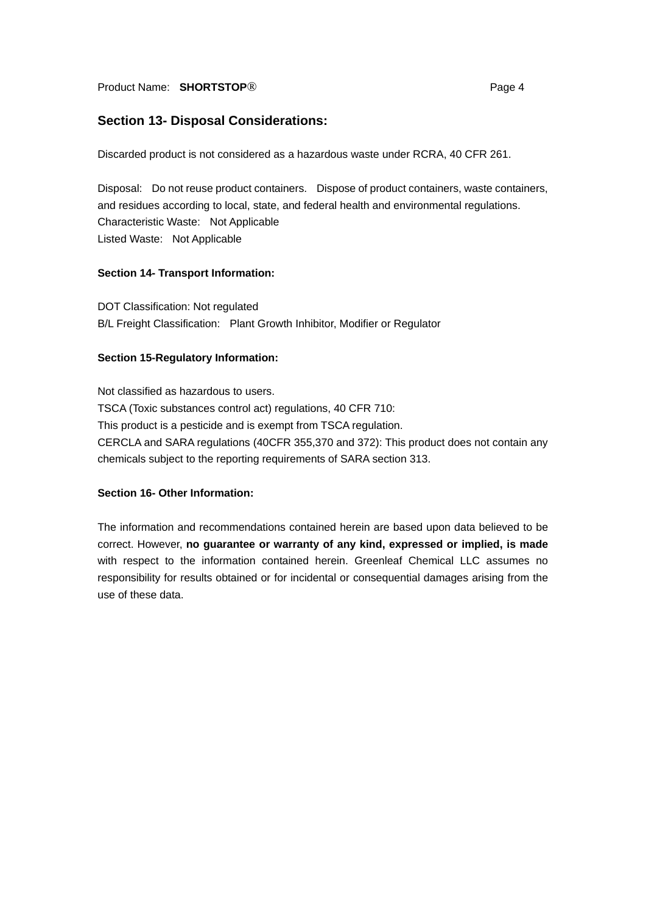## Section 13- Disposal Considerations:

Discarded product is not considered as a hazardous waste under RCRA, 40 CFR 261.

Disposal: Do not reuse product containers. Dispose of product containers, waste containers, and residues according to local, state, and federal health and environmental regulations.
Characteristic Waste: Not Applicable
Listed Waste: Not Applicable

**Section 14- Transport Information:**

DOT Classification: Not regulated
B/L Freight Classification: Plant Growth Inhibitor, Modifier or Regulator

**Section 15-Regulatory Information:**

Not classified as hazardous to users.
TSCA (Toxic substances control act) regulations, 40 CFR 710:
This product is a pesticide and is exempt from TSCA regulation.
CERCLA and SARA regulations (40CFR 355,370 and 372): This product does not contain any chemicals subject to the reporting requirements of SARA section 313.

**Section 16- Other Information:**

The information and recommendations contained herein are based upon data believed to be correct. However, **no guarantee or warranty of any kind, expressed or implied, is made** with respect to the information contained herein. Greenleaf Chemical LLC assumes no responsibility for results obtained or for incidental or consequential damages arising from the use of these data.